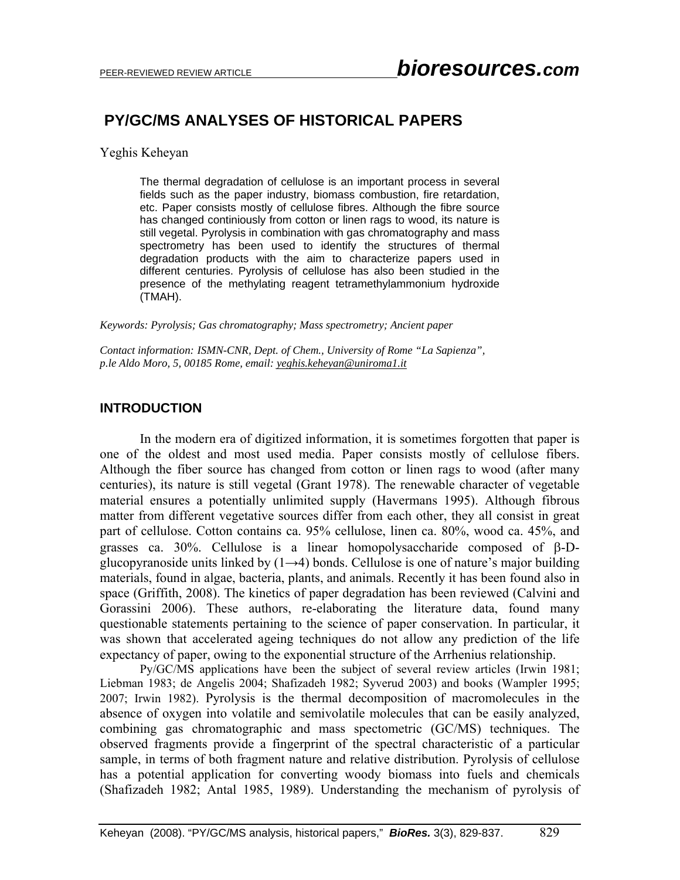PEER-REVIEWED REVIEW ARTICLE **bioresources.com**

# PY/GC/MS ANALYSES OF HISTORICAL PAPERS

Yeghis Keheyan

The thermal degradation of cellulose is an important process in several fields such as the paper industry, biomass combustion, fire retardation, etc. Paper consists mostly of cellulose fibres. Although the fibre source has changed continiously from cotton or linen rags to wood, its nature is still vegetal. Pyrolysis in combination with gas chromatography and mass spectrometry has been used to identify the structures of thermal degradation products with the aim to characterize papers used in different centuries. Pyrolysis of cellulose has also been studied in the presence of the methylating reagent tetramethylammonium hydroxide (TMAH).

*Keywords: Pyrolysis; Gas chromatography; Mass spectrometry; Ancient paper*

*Contact information: ISMN-CNR, Dept. of Chem., University of Rome "La Sapienza", p.le Aldo Moro, 5, 00185 Rome, email: yeghis.keheyan@uniroma1.it*

## INTRODUCTION

In the modern era of digitized information, it is sometimes forgotten that paper is one of the oldest and most used media. Paper consists mostly of cellulose fibers. Although the fiber source has changed from cotton or linen rags to wood (after many centuries), its nature is still vegetal (Grant 1978). The renewable character of vegetable material ensures a potentially unlimited supply (Havermans 1995). Although fibrous matter from different vegetative sources differ from each other, they all consist in great part of cellulose. Cotton contains ca. 95% cellulose, linen ca. 80%, wood ca. 45%, and grasses ca. 30%. Cellulose is a linear homopolysaccharide composed of β-D-glucopyranoside units linked by (1→4) bonds. Cellulose is one of nature's major building materials, found in algae, bacteria, plants, and animals. Recently it has been found also in space (Griffith, 2008). The kinetics of paper degradation has been reviewed (Calvini and Gorassini 2006). These authors, re-elaborating the literature data, found many questionable statements pertaining to the science of paper conservation. In particular, it was shown that accelerated ageing techniques do not allow any prediction of the life expectancy of paper, owing to the exponential structure of the Arrhenius relationship.

Py/GC/MS applications have been the subject of several review articles (Irwin 1981; Liebman 1983; de Angelis 2004; Shafizadeh 1982; Syverud 2003) and books (Wampler 1995; 2007; Irwin 1982). Pyrolysis is the thermal decomposition of macromolecules in the absence of oxygen into volatile and semivolatile molecules that can be easily analyzed, combining gas chromatographic and mass spectometric (GC/MS) techniques. The observed fragments provide a fingerprint of the spectral characteristic of a particular sample, in terms of both fragment nature and relative distribution. Pyrolysis of cellulose has a potential application for converting woody biomass into fuels and chemicals (Shafizadeh 1982; Antal 1985, 1989). Understanding the mechanism of pyrolysis of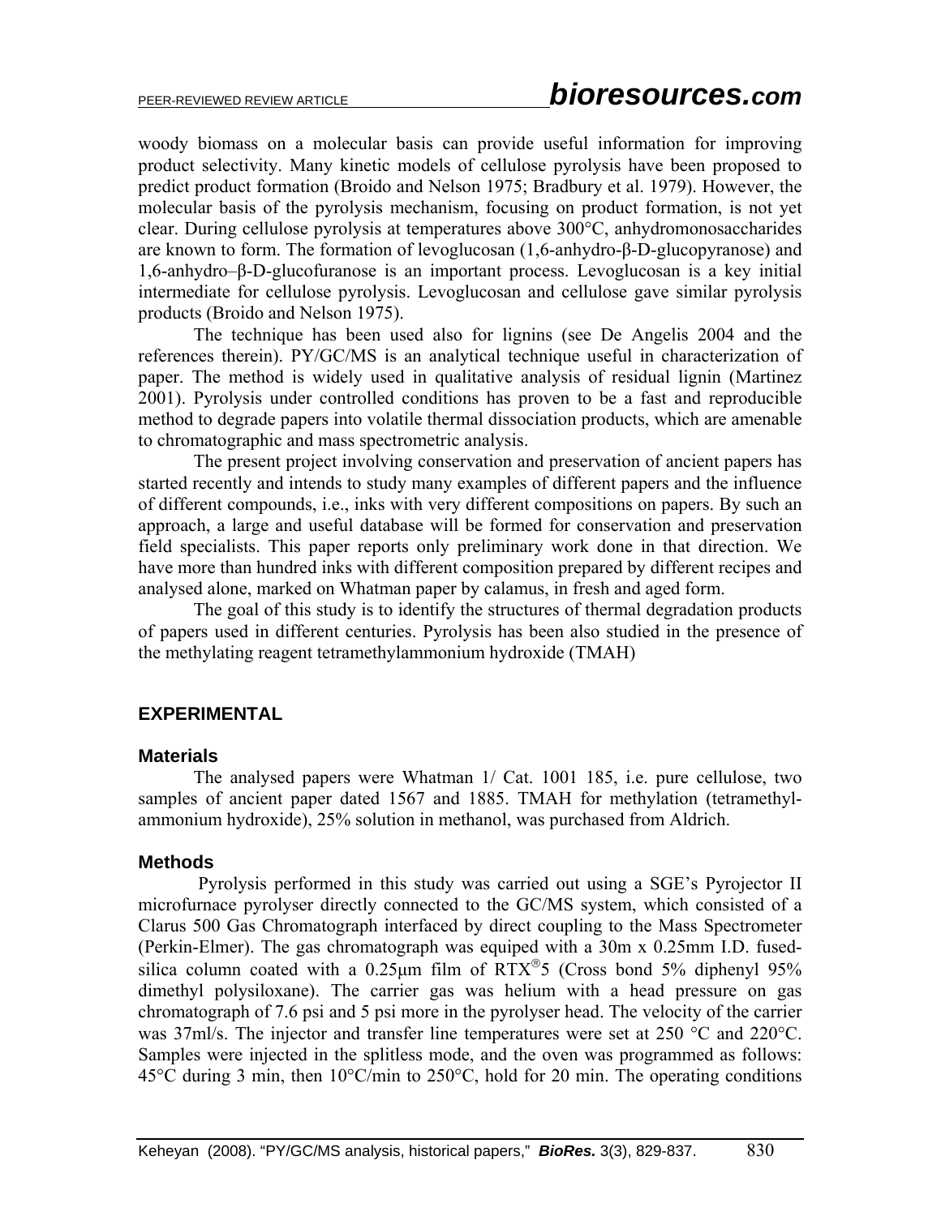woody biomass on a molecular basis can provide useful information for improving product selectivity. Many kinetic models of cellulose pyrolysis have been proposed to predict product formation (Broido and Nelson 1975; Bradbury et al. 1979). However, the molecular basis of the pyrolysis mechanism, focusing on product formation, is not yet clear. During cellulose pyrolysis at temperatures above 300°C, anhydromonosaccharides are known to form. The formation of levoglucosan (1,6-anhydro-β-D-glucopyranose) and 1,6-anhydro–β-D-glucofuranose is an important process. Levoglucosan is a key initial intermediate for cellulose pyrolysis. Levoglucosan and cellulose gave similar pyrolysis products (Broido and Nelson 1975).

The technique has been used also for lignins (see De Angelis 2004 and the references therein). PY/GC/MS is an analytical technique useful in characterization of paper. The method is widely used in qualitative analysis of residual lignin (Martinez 2001). Pyrolysis under controlled conditions has proven to be a fast and reproducible method to degrade papers into volatile thermal dissociation products, which are amenable to chromatographic and mass spectrometric analysis.

The present project involving conservation and preservation of ancient papers has started recently and intends to study many examples of different papers and the influence of different compounds, i.e., inks with very different compositions on papers. By such an approach, a large and useful database will be formed for conservation and preservation field specialists. This paper reports only preliminary work done in that direction. We have more than hundred inks with different composition prepared by different recipes and analysed alone, marked on Whatman paper by calamus, in fresh and aged form.

The goal of this study is to identify the structures of thermal degradation products of papers used in different centuries. Pyrolysis has been also studied in the presence of the methylating reagent tetramethylammonium hydroxide (TMAH)

## EXPERIMENTAL

### Materials

The analysed papers were Whatman 1/ Cat. 1001 185, i.e. pure cellulose, two samples of ancient paper dated 1567 and 1885. TMAH for methylation (tetramethyl-ammonium hydroxide), 25% solution in methanol, was purchased from Aldrich.

### Methods

Pyrolysis performed in this study was carried out using a SGE's Pyrojector II microfurnace pyrolyser directly connected to the GC/MS system, which consisted of a Clarus 500 Gas Chromatograph interfaced by direct coupling to the Mass Spectrometer (Perkin-Elmer). The gas chromatograph was equiped with a 30m x 0.25mm I.D. fused-silica column coated with a 0.25μm film of RTX®5 (Cross bond 5% diphenyl 95% dimethyl polysiloxane). The carrier gas was helium with a head pressure on gas chromatograph of 7.6 psi and 5 psi more in the pyrolyser head. The velocity of the carrier was 37ml/s. The injector and transfer line temperatures were set at 250 °C and 220°C. Samples were injected in the splitless mode, and the oven was programmed as follows: 45°C during 3 min, then 10°C/min to 250°C, hold for 20 min. The operating conditions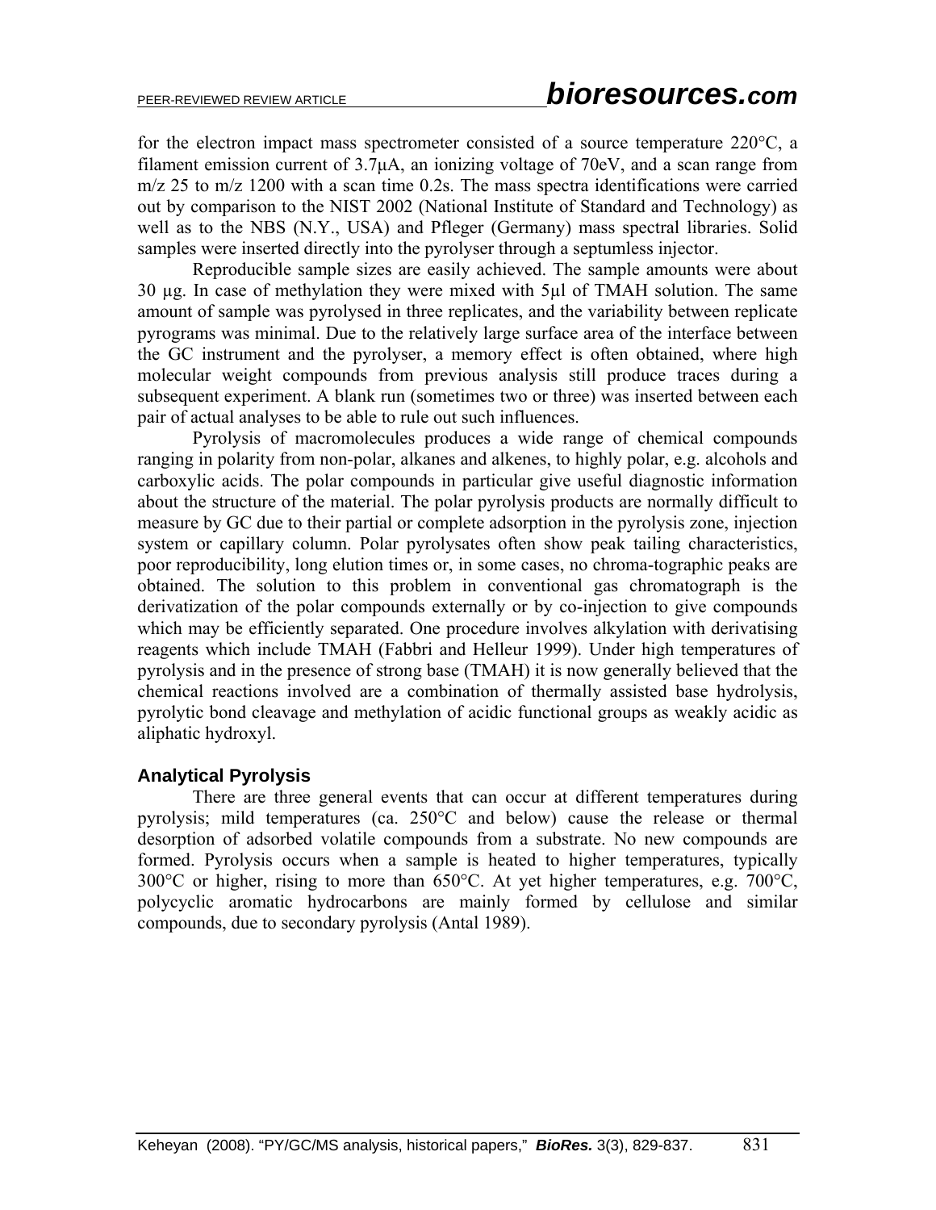for the electron impact mass spectrometer consisted of a source temperature 220°C, a filament emission current of 3.7μA, an ionizing voltage of 70eV, and a scan range from m/z 25 to m/z 1200 with a scan time 0.2s. The mass spectra identifications were carried out by comparison to the NIST 2002 (National Institute of Standard and Technology) as well as to the NBS (N.Y., USA) and Pfleger (Germany) mass spectral libraries. Solid samples were inserted directly into the pyrolyser through a septumless injector.

Reproducible sample sizes are easily achieved. The sample amounts were about 30 μg. In case of methylation they were mixed with 5μl of TMAH solution. The same amount of sample was pyrolysed in three replicates, and the variability between replicate pyrograms was minimal. Due to the relatively large surface area of the interface between the GC instrument and the pyrolyser, a memory effect is often obtained, where high molecular weight compounds from previous analysis still produce traces during a subsequent experiment. A blank run (sometimes two or three) was inserted between each pair of actual analyses to be able to rule out such influences.

Pyrolysis of macromolecules produces a wide range of chemical compounds ranging in polarity from non-polar, alkanes and alkenes, to highly polar, e.g. alcohols and carboxylic acids. The polar compounds in particular give useful diagnostic information about the structure of the material. The polar pyrolysis products are normally difficult to measure by GC due to their partial or complete adsorption in the pyrolysis zone, injection system or capillary column. Polar pyrolysates often show peak tailing characteristics, poor reproducibility, long elution times or, in some cases, no chroma-tographic peaks are obtained. The solution to this problem in conventional gas chromatograph is the derivatization of the polar compounds externally or by co-injection to give compounds which may be efficiently separated. One procedure involves alkylation with derivatising reagents which include TMAH (Fabbri and Helleur 1999). Under high temperatures of pyrolysis and in the presence of strong base (TMAH) it is now generally believed that the chemical reactions involved are a combination of thermally assisted base hydrolysis, pyrolytic bond cleavage and methylation of acidic functional groups as weakly acidic as aliphatic hydroxyl.

### Analytical Pyrolysis

There are three general events that can occur at different temperatures during pyrolysis; mild temperatures (ca. 250°C and below) cause the release or thermal desorption of adsorbed volatile compounds from a substrate. No new compounds are formed. Pyrolysis occurs when a sample is heated to higher temperatures, typically 300°C or higher, rising to more than 650°C. At yet higher temperatures, e.g. 700°C, polycyclic aromatic hydrocarbons are mainly formed by cellulose and similar compounds, due to secondary pyrolysis (Antal 1989).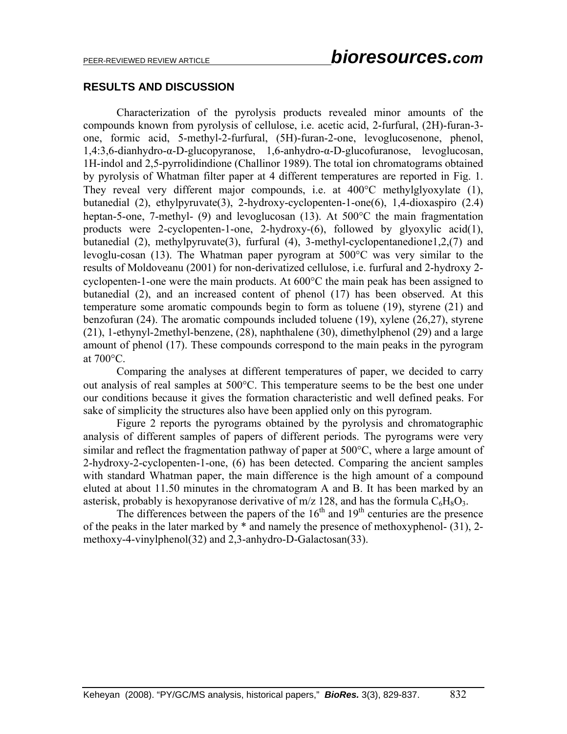## RESULTS AND DISCUSSION

Characterization of the pyrolysis products revealed minor amounts of the compounds known from pyrolysis of cellulose, i.e. acetic acid, 2-furfural, (2H)-furan-3-one, formic acid, 5-methyl-2-furfural, (5H)-furan-2-one, levoglucosenone, phenol, 1,4:3,6-dianhydro-α-D-glucopyranose, 1,6-anhydro-α-D-glucofuranose, levoglucosan, 1H-indol and 2,5-pyrrolidindione (Challinor 1989). The total ion chromatograms obtained by pyrolysis of Whatman filter paper at 4 different temperatures are reported in Fig. 1. They reveal very different major compounds, i.e. at 400°C methylglyoxylate (1), butanedial (2), ethylpyruvate(3), 2-hydroxy-cyclopenten-1-one(6), 1,4-dioxaspiro (2.4) heptan-5-one, 7-methyl- (9) and levoglucosan (13). At 500°C the main fragmentation products were 2-cyclopenten-1-one, 2-hydroxy-(6), followed by glyoxylic acid(1), butanedial (2), methylpyruvate(3), furfural (4), 3-methyl-cyclopentanedione1,2,(7) and levoglu-cosan (13). The Whatman paper pyrogram at 500°C was very similar to the results of Moldoveanu (2001) for non-derivatized cellulose, i.e. furfural and 2-hydroxy 2-cyclopenten-1-one were the main products. At 600°C the main peak has been assigned to butanedial (2), and an increased content of phenol (17) has been observed. At this temperature some aromatic compounds begin to form as toluene (19), styrene (21) and benzofuran (24). The aromatic compounds included toluene (19), xylene (26,27), styrene (21), 1-ethynyl-2methyl-benzene, (28), naphthalene (30), dimethylphenol (29) and a large amount of phenol (17). These compounds correspond to the main peaks in the pyrogram at 700°C.

Comparing the analyses at different temperatures of paper, we decided to carry out analysis of real samples at 500°C. This temperature seems to be the best one under our conditions because it gives the formation characteristic and well defined peaks. For sake of simplicity the structures also have been applied only on this pyrogram.

Figure 2 reports the pyrograms obtained by the pyrolysis and chromatographic analysis of different samples of papers of different periods. The pyrograms were very similar and reflect the fragmentation pathway of paper at 500°C, where a large amount of 2-hydroxy-2-cyclopenten-1-one, (6) has been detected. Comparing the ancient samples with standard Whatman paper, the main difference is the high amount of a compound eluted at about 11.50 minutes in the chromatogram A and B. It has been marked by an asterisk, probably is hexopyranose derivative of m/z 128, and has the formula $C_6H_8O_3$.

The differences between the papers of the 16th and 19th centuries are the presence of the peaks in the later marked by * and namely the presence of methoxyphenol- (31), 2-methoxy-4-vinylphenol(32) and 2,3-anhydro-D-Galactosan(33).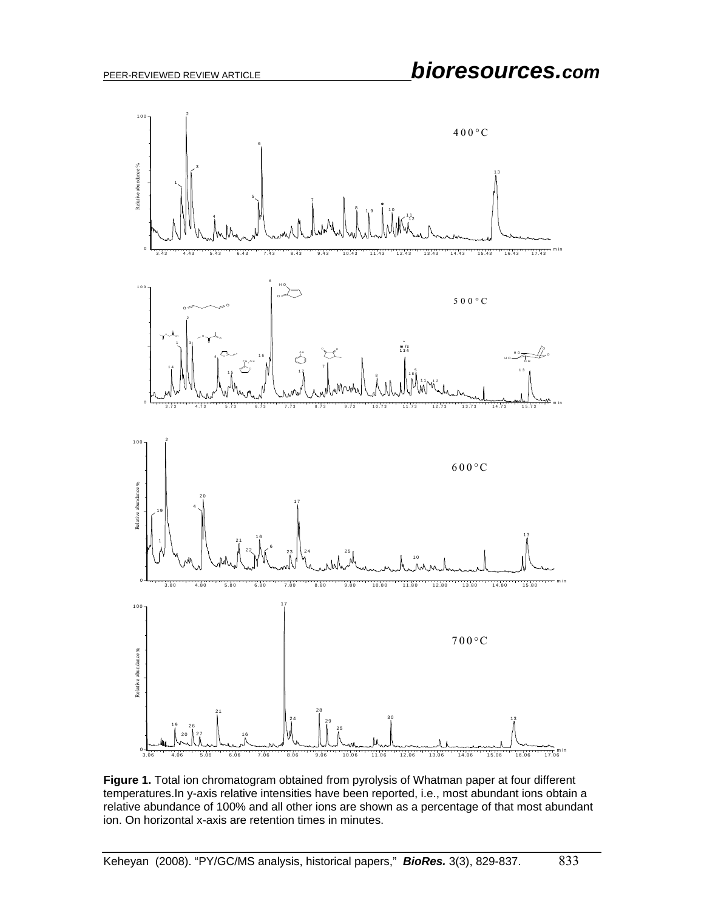400°C

Relative abundance %

100

0

3.43 4.43 5.43 6.43 7.43 8.43 9.43 10.43 11.43 12.43 13.43 14.43 15.43 16.43 17.43 min

1 2 3 4 5 6 7 8 19 * 10 11 12 13

500°C

100

0

3.73 4.73 5.73 6.73 7.73 8.73 9.73 10.73 11.73 12.73 13.73 14.73 15.73 min

14 1 2 3 4 15 16 6 17 7 8 * m/z 134 5 18 11 12 13

600°C

Relative abundance %

100

0

3.80 4.80 5.80 6.80 7.80 8.80 9.80 10.80 11.80 12.80 13.80 14.80 15.80 min

19 1 2 4 20 21 22 16 6 17 23 24 25 10 13

700°C

Relative abundance %

100

0

3.06 4.06 5.06 6.06 7.06 8.06 9.06 10.06 11.06 12.06 13.06 14.06 15.06 16.06 17.06 min

19 20 26 27 21 16 17 24 28 29 25 30 13

**Figure 1.** Total ion chromatogram obtained from pyrolysis of Whatman paper at four different temperatures.In y-axis relative intensities have been reported, i.e., most abundant ions obtain a relative abundance of 100% and all other ions are shown as a percentage of that most abundant ion. On horizontal x-axis are retention times in minutes.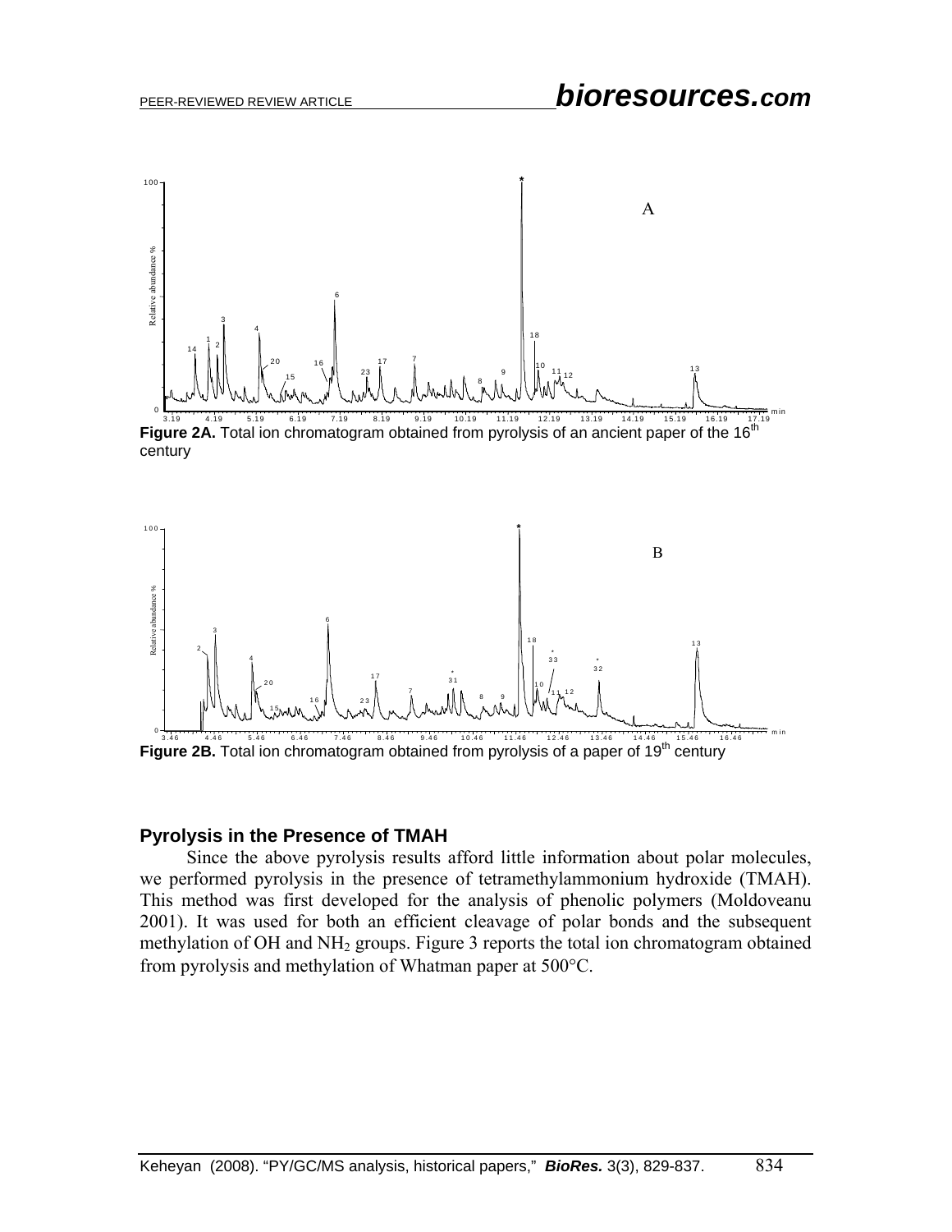100

A

Relative abundance %

0

3.19 4.19 5.19 6.19 7.19 8.19 9.19 10.19 11.19 12.19 13.19 14.19 15.19 16.19 17.19 min

*

14 1 2 3 4 20 15 16 6 23 17 7 8 9 18 10 11 12 13

**Figure 2A.** Total ion chromatogram obtained from pyrolysis of an ancient paper of the 16th century

100

B

Relative abundance %

0

3.46 4.46 5.46 6.46 7.46 8.46 9.46 10.46 11.46 12.46 13.46 14.46 15.46 16.46 min

*

2 3 4 20 15 16 6 23 17 7 * 31 8 9 18 10 * 33 11 12 * 32 13

**Figure 2B.** Total ion chromatogram obtained from pyrolysis of a paper of 19th century

### Pyrolysis in the Presence of TMAH

Since the above pyrolysis results afford little information about polar molecules, we performed pyrolysis in the presence of tetramethylammonium hydroxide (TMAH). This method was first developed for the analysis of phenolic polymers (Moldoveanu 2001). It was used for both an efficient cleavage of polar bonds and the subsequent methylation of OH and $NH_2$ groups. Figure 3 reports the total ion chromatogram obtained from pyrolysis and methylation of Whatman paper at 500°C.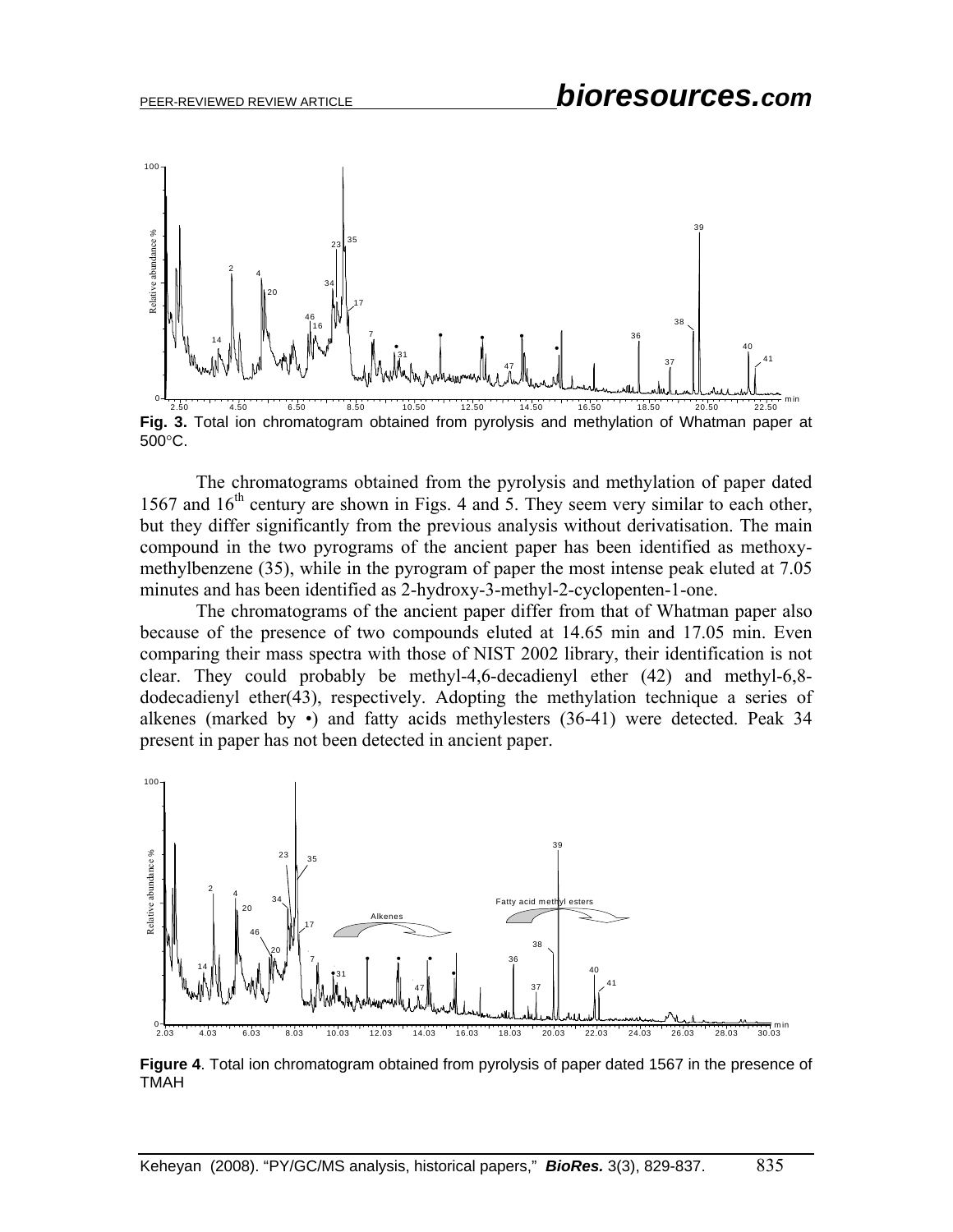Relative abundance %

100

0

2.50 4.50 6.50 8.50 10.50 12.50 14.50 16.50 18.50 20.50 22.50 min

2 4 20 14 46 16 34 23 35 17 7 31 47 36 37 38 39 40 41

**Fig. 3.** Total ion chromatogram obtained from pyrolysis and methylation of Whatman paper at 500°C.

The chromatograms obtained from the pyrolysis and methylation of paper dated 1567 and 16th century are shown in Figs. 4 and 5. They seem very similar to each other, but they differ significantly from the previous analysis without derivatisation. The main compound in the two pyrograms of the ancient paper has been identified as methoxy-methylbenzene (35), while in the pyrogram of paper the most intense peak eluted at 7.05 minutes and has been identified as 2-hydroxy-3-methyl-2-cyclopenten-1-one.

The chromatograms of the ancient paper differ from that of Whatman paper also because of the presence of two compounds eluted at 14.65 min and 17.05 min. Even comparing their mass spectra with those of NIST 2002 library, their identification is not clear. They could probably be methyl-4,6-decadienyl ether (42) and methyl-6,8-dodecadienyl ether(43), respectively. Adopting the methylation technique a series of alkenes (marked by •) and fatty acids methylesters (36-41) were detected. Peak 34 present in paper has not been detected in ancient paper.

Relative abundance %

100

0

2.03 4.03 6.03 8.03 10.03 12.03 14.03 16.03 18.03 20.03 22.03 24.03 26.03 28.03 30.03 min

2 4 20 14 46 20 34 23 35 17 7 31 47 36 37 38 39 40 41

Alkenes

Fatty acid methyl esters

**Figure 4**. Total ion chromatogram obtained from pyrolysis of paper dated 1567 in the presence of TMAH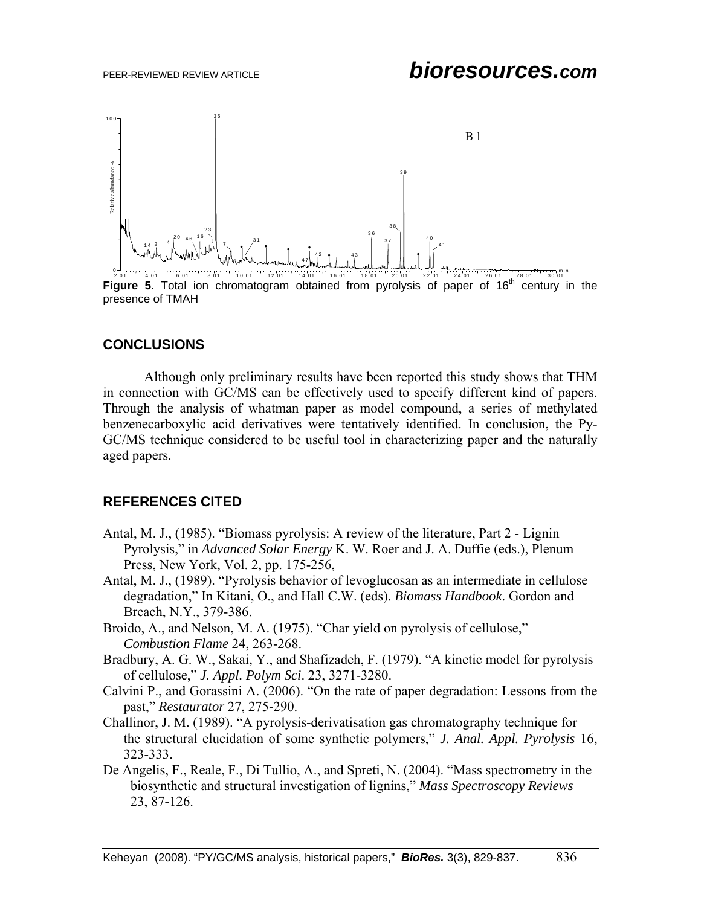**Figure 5.** Total ion chromatogram obtained from pyrolysis of paper of 16th century in the presence of TMAH

## CONCLUSIONS

Although only preliminary results have been reported this study shows that THM in connection with GC/MS can be effectively used to specify different kind of papers. Through the analysis of whatman paper as model compound, a series of methylated benzenecarboxylic acid derivatives were tentatively identified. In conclusion, the Py-GC/MS technique considered to be useful tool in characterizing paper and the naturally aged papers.

## REFERENCES CITED

Antal, M. J., (1985). "Biomass pyrolysis: A review of the literature, Part 2 - Lignin Pyrolysis," in *Advanced Solar Energy* K. W. Roer and J. A. Duffie (eds.), Plenum Press, New York, Vol. 2, pp. 175-256,

Antal, M. J., (1989). "Pyrolysis behavior of levoglucosan as an intermediate in cellulose degradation," In Kitani, O., and Hall C.W. (eds). *Biomass Handbook*. Gordon and Breach, N.Y., 379-386.

Broido, A., and Nelson, M. A. (1975). "Char yield on pyrolysis of cellulose," *Combustion Flame* 24, 263-268.

Bradbury, A. G. W., Sakai, Y., and Shafizadeh, F. (1979). "A kinetic model for pyrolysis of cellulose," *J. Appl. Polym Sci*. 23, 3271-3280.

Calvini P., and Gorassini A. (2006). "On the rate of paper degradation: Lessons from the past," *Restaurator* 27, 275-290.

Challinor, J. M. (1989). "A pyrolysis-derivatisation gas chromatography technique for the structural elucidation of some synthetic polymers," *J. Anal. Appl. Pyrolysis* 16, 323-333.

De Angelis, F., Reale, F., Di Tullio, A., and Spreti, N. (2004). "Mass spectrometry in the biosynthetic and structural investigation of lignins," *Mass Spectroscopy Reviews* 23, 87-126.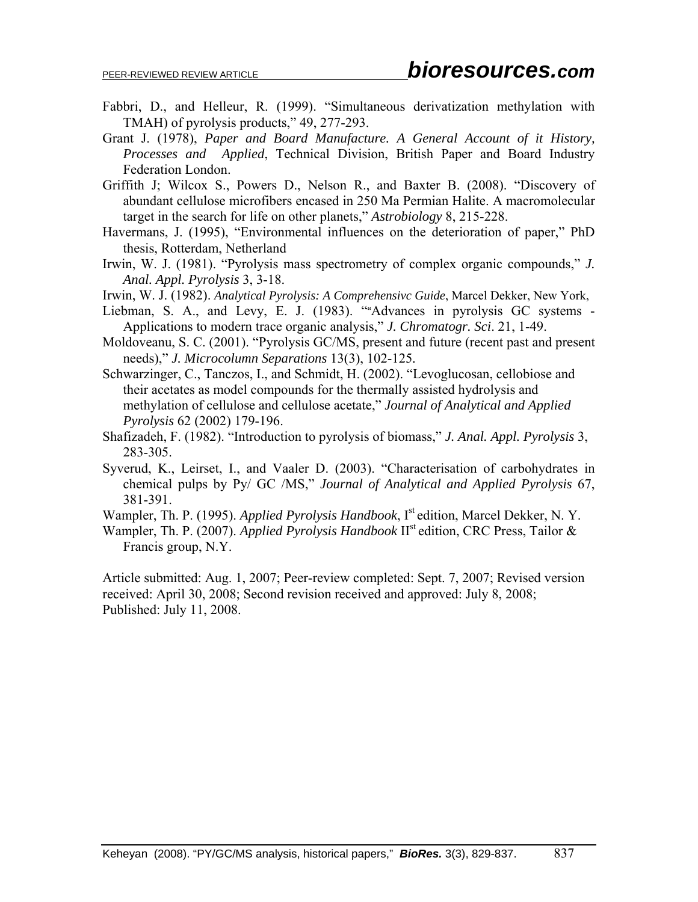Fabbri, D., and Helleur, R. (1999). "Simultaneous derivatization methylation with TMAH) of pyrolysis products," 49, 277-293.

Grant J. (1978), *Paper and Board Manufacture. A General Account of it History, Processes and Applied*, Technical Division, British Paper and Board Industry Federation London.

Griffith J; Wilcox S., Powers D., Nelson R., and Baxter B. (2008). "Discovery of abundant cellulose microfibers encased in 250 Ma Permian Halite. A macromolecular target in the search for life on other planets," *Astrobiology* 8, 215-228.

Havermans, J. (1995), "Environmental influences on the deterioration of paper," PhD thesis, Rotterdam, Netherland

Irwin, W. J. (1981). "Pyrolysis mass spectrometry of complex organic compounds," *J. Anal. Appl. Pyrolysis* 3, 3-18.

Irwin, W. J. (1982). *Analytical Pyrolysis: A Comprehensivc Guide*, Marcel Dekker, New York,

Liebman, S. A., and Levy, E. J. (1983). ""Advances in pyrolysis GC systems - Applications to modern trace organic analysis," *J. Chromatogr. Sci*. 21, 1-49.

Moldoveanu, S. C. (2001). "Pyrolysis GC/MS, present and future (recent past and present needs)," *J. Microcolumn Separations* 13(3), 102-125.

Schwarzinger, C., Tanczos, I., and Schmidt, H. (2002). "Levoglucosan, cellobiose and their acetates as model compounds for the thermally assisted hydrolysis and methylation of cellulose and cellulose acetate," *Journal of Analytical and Applied Pyrolysis* 62 (2002) 179-196.

Shafizadeh, F. (1982). "Introduction to pyrolysis of biomass," *J. Anal. Appl. Pyrolysis* 3, 283-305.

Syverud, K., Leirset, I., and Vaaler D. (2003). "Characterisation of carbohydrates in chemical pulps by Py/ GC /MS," *Journal of Analytical and Applied Pyrolysis* 67, 381-391.

Wampler, Th. P. (1995). *Applied Pyrolysis Handbook*, I$^{st}$ edition, Marcel Dekker, N. Y.

Wampler, Th. P. (2007). *Applied Pyrolysis Handbook* II$^{st}$ edition, CRC Press, Tailor & Francis group, N.Y.

Article submitted: Aug. 1, 2007; Peer-review completed: Sept. 7, 2007; Revised version received: April 30, 2008; Second revision received and approved: July 8, 2008; Published: July 11, 2008.